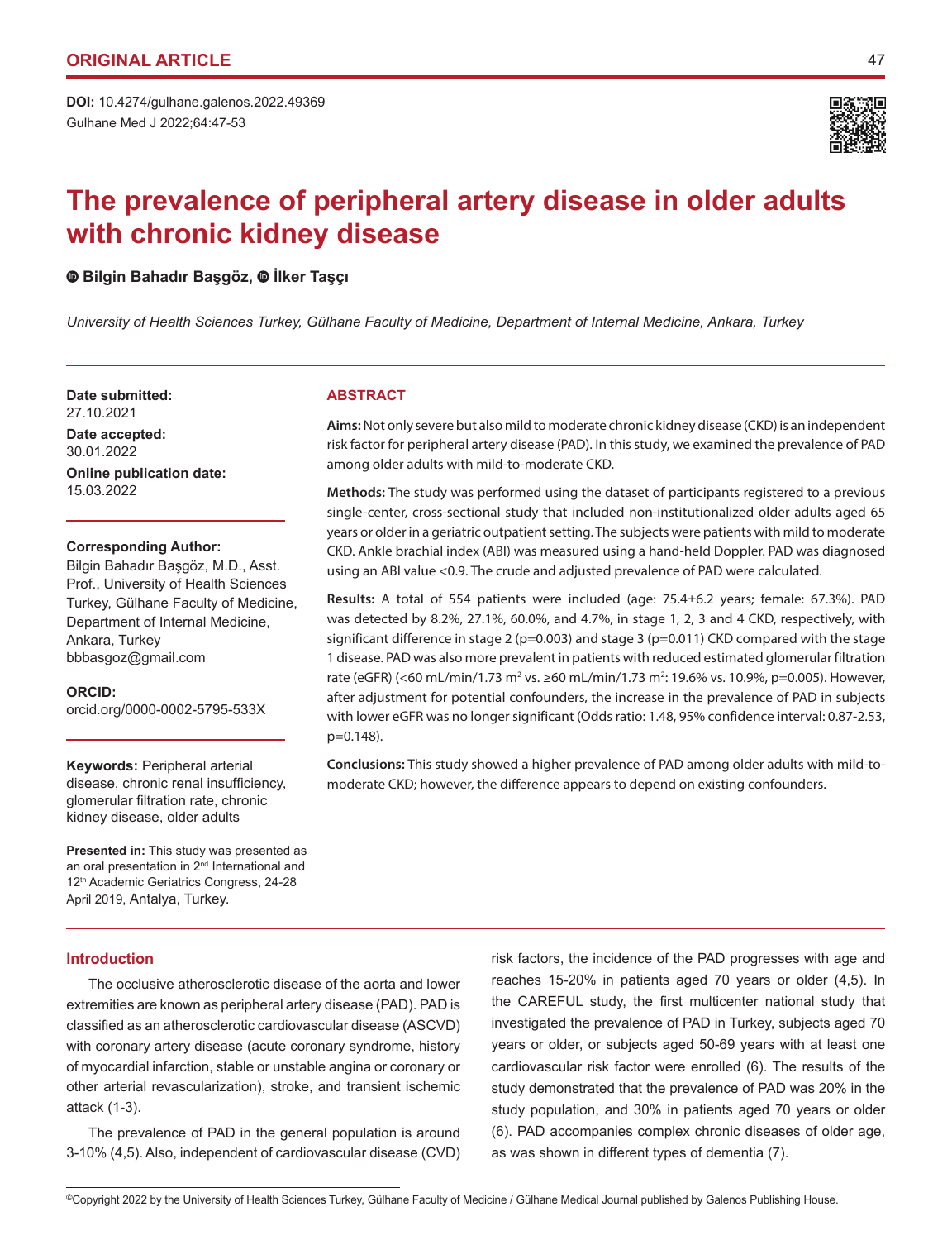ORIGINAL ARTICLE

DOI: 10.4274/gulhane.galenos.2022.49369

# The prevalence of peripheral artery disease in older adults with chronic kidney disease

**Bilgin Bahadır Başgöz, İlker Taşçı**

*University of Health Sciences Turkey, Gülhane Faculty of Medicine, Department of Internal Medicine, Ankara, Turkey*

**Date submitted:**
27.10.2021

**Date accepted:**
30.01.2022

**Online publication date:**
15.03.2022

**Corresponding Author:**
Bilgin Bahadır Başgöz, M.D., Asst. Prof., University of Health Sciences Turkey, Gülhane Faculty of Medicine, Department of Internal Medicine, Ankara, Turkey
bbbasgoz@gmail.com

**ORCID:**
orcid.org/0000-0002-5795-533X

**Keywords:** Peripheral arterial disease, chronic renal insufficiency, glomerular filtration rate, chronic kidney disease, older adults

**Presented in:** This study was presented as an oral presentation in 2nd International and 12th Academic Geriatrics Congress, 24-28 April 2019, Antalya, Turkey.

## ABSTRACT

**Aims:** Not only severe but also mild to moderate chronic kidney disease (CKD) is an independent risk factor for peripheral artery disease (PAD). In this study, we examined the prevalence of PAD among older adults with mild-to-moderate CKD.

**Methods:** The study was performed using the dataset of participants registered to a previous single-center, cross-sectional study that included non-institutionalized older adults aged 65 years or older in a geriatric outpatient setting. The subjects were patients with mild to moderate CKD. Ankle brachial index (ABI) was measured using a hand-held Doppler. PAD was diagnosed using an ABI value <0.9. The crude and adjusted prevalence of PAD were calculated.

**Results:** A total of 554 patients were included (age: 75.4±6.2 years; female: 67.3%). PAD was detected by 8.2%, 27.1%, 60.0%, and 4.7%, in stage 1, 2, 3 and 4 CKD, respectively, with significant difference in stage 2 (p=0.003) and stage 3 (p=0.011) CKD compared with the stage 1 disease. PAD was also more prevalent in patients with reduced estimated glomerular filtration rate (eGFR) (<60 mL/min/1.73 $m^2$ vs. ≥60 mL/min/1.73 $m^2$: 19.6% vs. 10.9%, p=0.005). However, after adjustment for potential confounders, the increase in the prevalence of PAD in subjects with lower eGFR was no longer significant (Odds ratio: 1.48, 95% confidence interval: 0.87-2.53, p=0.148).

**Conclusions:** This study showed a higher prevalence of PAD among older adults with mild-to-moderate CKD; however, the difference appears to depend on existing confounders.

## Introduction

The occlusive atherosclerotic disease of the aorta and lower extremities are known as peripheral artery disease (PAD). PAD is classified as an atherosclerotic cardiovascular disease (ASCVD) with coronary artery disease (acute coronary syndrome, history of myocardial infarction, stable or unstable angina or coronary or other arterial revascularization), stroke, and transient ischemic attack (1-3).

The prevalence of PAD in the general population is around 3-10% (4,5). Also, independent of cardiovascular disease (CVD) risk factors, the incidence of the PAD progresses with age and reaches 15-20% in patients aged 70 years or older (4,5). In the CAREFUL study, the first multicenter national study that investigated the prevalence of PAD in Turkey, subjects aged 70 years or older, or subjects aged 50-69 years with at least one cardiovascular risk factor were enrolled (6). The results of the study demonstrated that the prevalence of PAD was 20% in the study population, and 30% in patients aged 70 years or older (6). PAD accompanies complex chronic diseases of older age, as was shown in different types of dementia (7).

©Copyright 2022 by the University of Health Sciences Turkey, Gülhane Faculty of Medicine / Gülhane Medical Journal published by Galenos Publishing House.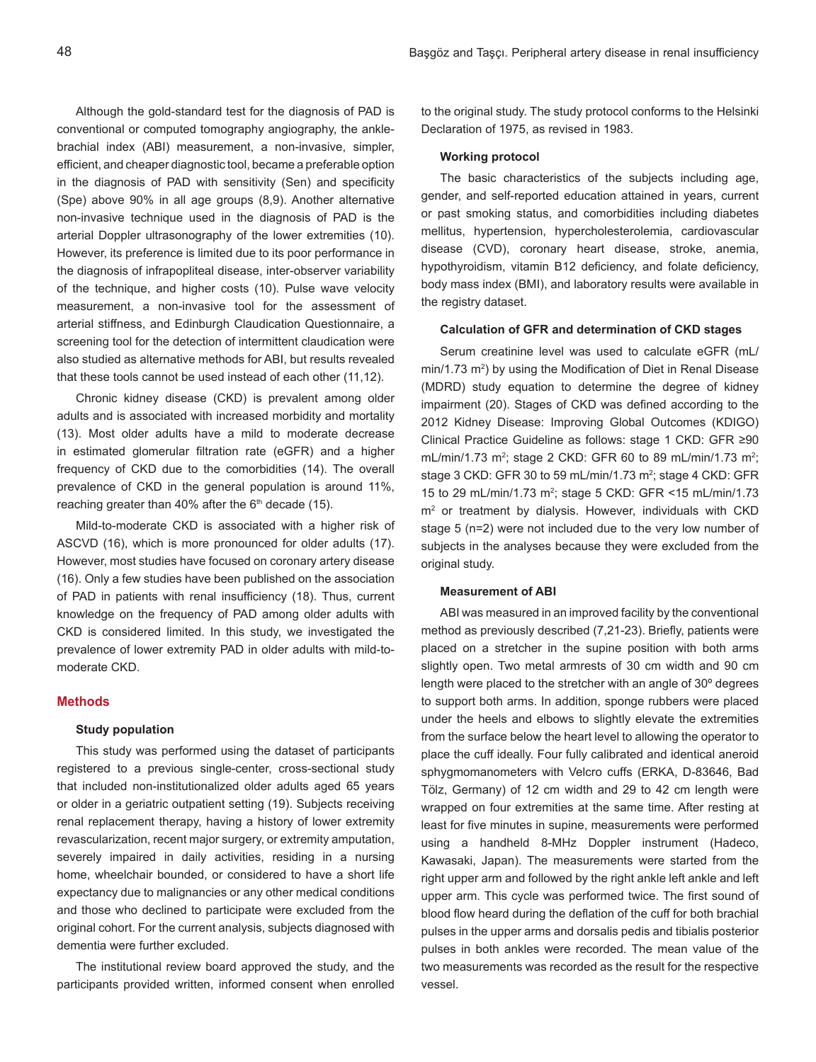Although the gold-standard test for the diagnosis of PAD is conventional or computed tomography angiography, the ankle-brachial index (ABI) measurement, a non-invasive, simpler, efficient, and cheaper diagnostic tool, became a preferable option in the diagnosis of PAD with sensitivity (Sen) and specificity (Spe) above 90% in all age groups (8,9). Another alternative non-invasive technique used in the diagnosis of PAD is the arterial Doppler ultrasonography of the lower extremities (10). However, its preference is limited due to its poor performance in the diagnosis of infrapopliteal disease, inter-observer variability of the technique, and higher costs (10). Pulse wave velocity measurement, a non-invasive tool for the assessment of arterial stiffness, and Edinburgh Claudication Questionnaire, a screening tool for the detection of intermittent claudication were also studied as alternative methods for ABI, but results revealed that these tools cannot be used instead of each other (11,12).

Chronic kidney disease (CKD) is prevalent among older adults and is associated with increased morbidity and mortality (13). Most older adults have a mild to moderate decrease in estimated glomerular filtration rate (eGFR) and a higher frequency of CKD due to the comorbidities (14). The overall prevalence of CKD in the general population is around 11%, reaching greater than 40% after the 6th decade (15).

Mild-to-moderate CKD is associated with a higher risk of ASCVD (16), which is more pronounced for older adults (17). However, most studies have focused on coronary artery disease (16). Only a few studies have been published on the association of PAD in patients with renal insufficiency (18). Thus, current knowledge on the frequency of PAD among older adults with CKD is considered limited. In this study, we investigated the prevalence of lower extremity PAD in older adults with mild-to-moderate CKD.

## Methods

### Study population

This study was performed using the dataset of participants registered to a previous single-center, cross-sectional study that included non-institutionalized older adults aged 65 years or older in a geriatric outpatient setting (19). Subjects receiving renal replacement therapy, having a history of lower extremity revascularization, recent major surgery, or extremity amputation, severely impaired in daily activities, residing in a nursing home, wheelchair bounded, or considered to have a short life expectancy due to malignancies or any other medical conditions and those who declined to participate were excluded from the original cohort. For the current analysis, subjects diagnosed with dementia were further excluded.

The institutional review board approved the study, and the participants provided written, informed consent when enrolled to the original study. The study protocol conforms to the Helsinki Declaration of 1975, as revised in 1983.

### Working protocol

The basic characteristics of the subjects including age, gender, and self-reported education attained in years, current or past smoking status, and comorbidities including diabetes mellitus, hypertension, hypercholesterolemia, cardiovascular disease (CVD), coronary heart disease, stroke, anemia, hypothyroidism, vitamin B12 deficiency, and folate deficiency, body mass index (BMI), and laboratory results were available in the registry dataset.

### Calculation of GFR and determination of CKD stages

Serum creatinine level was used to calculate eGFR (mL/min/1.73 $m^2$) by using the Modification of Diet in Renal Disease (MDRD) study equation to determine the degree of kidney impairment (20). Stages of CKD was defined according to the 2012 Kidney Disease: Improving Global Outcomes (KDIGO) Clinical Practice Guideline as follows: stage 1 CKD: GFR ≥90 mL/min/1.73 $m^2$; stage 2 CKD: GFR 60 to 89 mL/min/1.73 $m^2$; stage 3 CKD: GFR 30 to 59 mL/min/1.73 $m^2$; stage 4 CKD: GFR 15 to 29 mL/min/1.73 $m^2$; stage 5 CKD: GFR <15 mL/min/1.73 $m^2$ or treatment by dialysis. However, individuals with CKD stage 5 (n=2) were not included due to the very low number of subjects in the analyses because they were excluded from the original study.

### Measurement of ABI

ABI was measured in an improved facility by the conventional method as previously described (7,21-23). Briefly, patients were placed on a stretcher in the supine position with both arms slightly open. Two metal armrests of 30 cm width and 90 cm length were placed to the stretcher with an angle of 30º degrees to support both arms. In addition, sponge rubbers were placed under the heels and elbows to slightly elevate the extremities from the surface below the heart level to allowing the operator to place the cuff ideally. Four fully calibrated and identical aneroid sphygmomanometers with Velcro cuffs (ERKA, D-83646, Bad Tölz, Germany) of 12 cm width and 29 to 42 cm length were wrapped on four extremities at the same time. After resting at least for five minutes in supine, measurements were performed using a handheld 8-MHz Doppler instrument (Hadeco, Kawasaki, Japan). The measurements were started from the right upper arm and followed by the right ankle left ankle and left upper arm. This cycle was performed twice. The first sound of blood flow heard during the deflation of the cuff for both brachial pulses in the upper arms and dorsalis pedis and tibialis posterior pulses in both ankles were recorded. The mean value of the two measurements was recorded as the result for the respective vessel.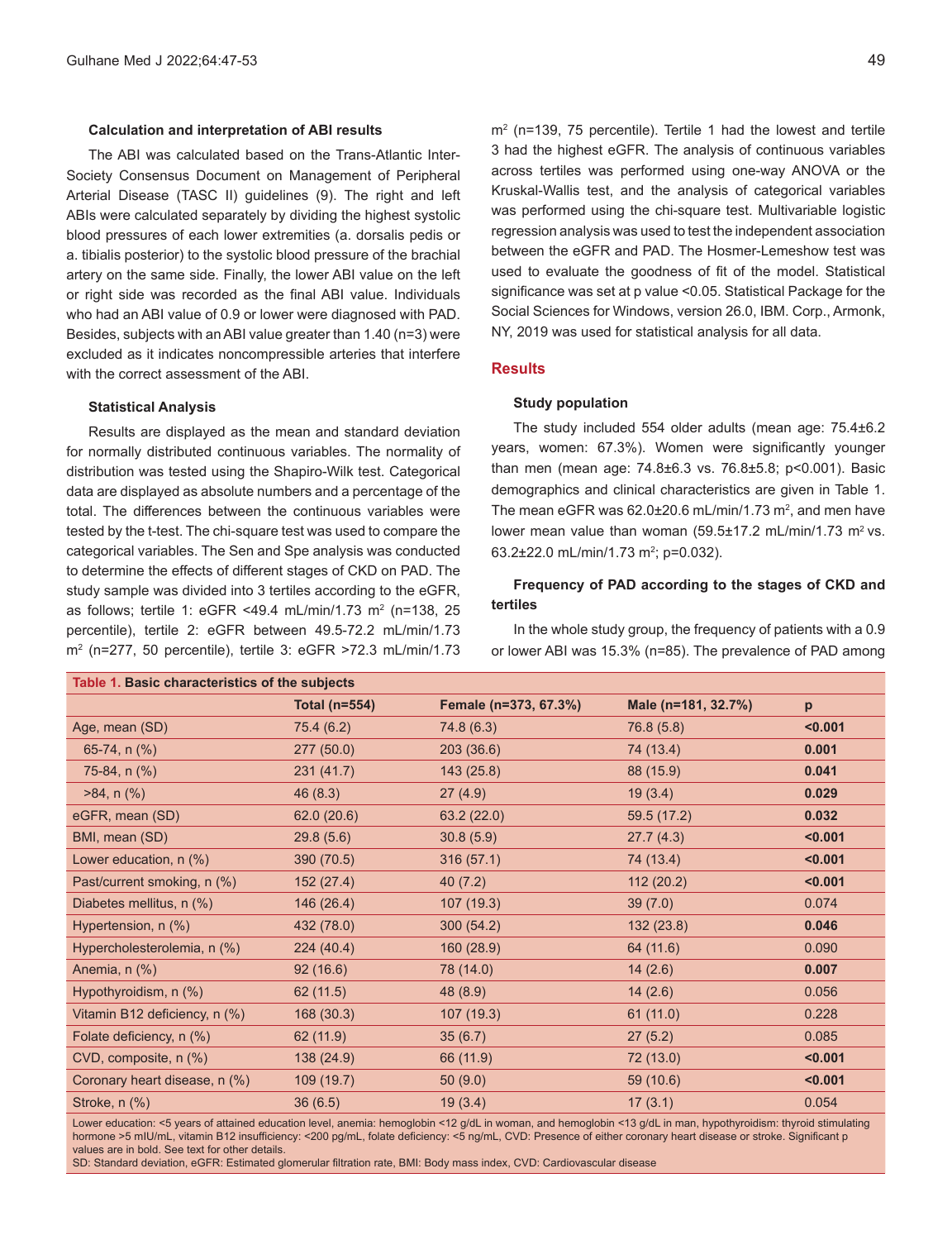### Calculation and interpretation of ABI results

The ABI was calculated based on the Trans-Atlantic Inter-Society Consensus Document on Management of Peripheral Arterial Disease (TASC II) guidelines (9). The right and left ABIs were calculated separately by dividing the highest systolic blood pressures of each lower extremities (a. dorsalis pedis or a. tibialis posterior) to the systolic blood pressure of the brachial artery on the same side. Finally, the lower ABI value on the left or right side was recorded as the final ABI value. Individuals who had an ABI value of 0.9 or lower were diagnosed with PAD. Besides, subjects with an ABI value greater than 1.40 (n=3) were excluded as it indicates noncompressible arteries that interfere with the correct assessment of the ABI.

### Statistical Analysis

Results are displayed as the mean and standard deviation for normally distributed continuous variables. The normality of distribution was tested using the Shapiro-Wilk test. Categorical data are displayed as absolute numbers and a percentage of the total. The differences between the continuous variables were tested by the t-test. The chi-square test was used to compare the categorical variables. The Sen and Spe analysis was conducted to determine the effects of different stages of CKD on PAD. The study sample was divided into 3 tertiles according to the eGFR, as follows; tertile 1: eGFR <49.4 mL/min/1.73 $m^2$ (n=138, 25 percentile), tertile 2: eGFR between 49.5-72.2 mL/min/1.73 $m^2$ (n=277, 50 percentile), tertile 3: eGFR >72.3 mL/min/1.73 $m^2$ (n=139, 75 percentile). Tertile 1 had the lowest and tertile 3 had the highest eGFR. The analysis of continuous variables across tertiles was performed using one-way ANOVA or the Kruskal-Wallis test, and the analysis of categorical variables was performed using the chi-square test. Multivariable logistic regression analysis was used to test the independent association between the eGFR and PAD. The Hosmer-Lemeshow test was used to evaluate the goodness of fit of the model. Statistical significance was set at p value <0.05. Statistical Package for the Social Sciences for Windows, version 26.0, IBM. Corp., Armonk, NY, 2019 was used for statistical analysis for all data.

## Results

### Study population

The study included 554 older adults (mean age: 75.4±6.2 years, women: 67.3%). Women were significantly younger than men (mean age: 74.8±6.3 vs. 76.8±5.8; p<0.001). Basic demographics and clinical characteristics are given in Table 1. The mean eGFR was 62.0±20.6 mL/min/1.73 $m^2$, and men have lower mean value than woman (59.5±17.2 mL/min/1.73 $m^2$ vs. 63.2±22.0 mL/min/1.73 $m^2$; p=0.032).

### Frequency of PAD according to the stages of CKD and tertiles

In the whole study group, the frequency of patients with a 0.9 or lower ABI was 15.3% (n=85). The prevalence of PAD among

**Table 1. Basic characteristics of the subjects**

| | Total (n=554) | Female (n=373, 67.3%) | Male (n=181, 32.7%) | p |
|---|---|---|---|---|
| Age, mean (SD) | 75.4 (6.2) | 74.8 (6.3) | 76.8 (5.8) | **<0.001** |
| 65-74, n (%) | 277 (50.0) | 203 (36.6) | 74 (13.4) | **0.001** |
| 75-84, n (%) | 231 (41.7) | 143 (25.8) | 88 (15.9) | **0.041** |
| >84, n (%) | 46 (8.3) | 27 (4.9) | 19 (3.4) | **0.029** |
| eGFR, mean (SD) | 62.0 (20.6) | 63.2 (22.0) | 59.5 (17.2) | **0.032** |
| BMI, mean (SD) | 29.8 (5.6) | 30.8 (5.9) | 27.7 (4.3) | **<0.001** |
| Lower education, n (%) | 390 (70.5) | 316 (57.1) | 74 (13.4) | **<0.001** |
| Past/current smoking, n (%) | 152 (27.4) | 40 (7.2) | 112 (20.2) | **<0.001** |
| Diabetes mellitus, n (%) | 146 (26.4) | 107 (19.3) | 39 (7.0) | 0.074 |
| Hypertension, n (%) | 432 (78.0) | 300 (54.2) | 132 (23.8) | **0.046** |
| Hypercholesterolemia, n (%) | 224 (40.4) | 160 (28.9) | 64 (11.6) | 0.090 |
| Anemia, n (%) | 92 (16.6) | 78 (14.0) | 14 (2.6) | **0.007** |
| Hypothyroidism, n (%) | 62 (11.5) | 48 (8.9) | 14 (2.6) | 0.056 |
| Vitamin B12 deficiency, n (%) | 168 (30.3) | 107 (19.3) | 61 (11.0) | 0.228 |
| Folate deficiency, n (%) | 62 (11.9) | 35 (6.7) | 27 (5.2) | 0.085 |
| CVD, composite, n (%) | 138 (24.9) | 66 (11.9) | 72 (13.0) | **<0.001** |
| Coronary heart disease, n (%) | 109 (19.7) | 50 (9.0) | 59 (10.6) | **<0.001** |
| Stroke, n (%) | 36 (6.5) | 19 (3.4) | 17 (3.1) | 0.054 |

Lower education: <5 years of attained education level, anemia: hemoglobin <12 g/dL in woman, and hemoglobin <13 g/dL in man, hypothyroidism: thyroid stimulating hormone >5 mIU/mL, vitamin B12 insufficiency: <200 pg/mL, folate deficiency: <5 ng/mL, CVD: Presence of either coronary heart disease or stroke. Significant p values are in bold. See text for other details.
SD: Standard deviation, eGFR: Estimated glomerular filtration rate, BMI: Body mass index, CVD: Cardiovascular disease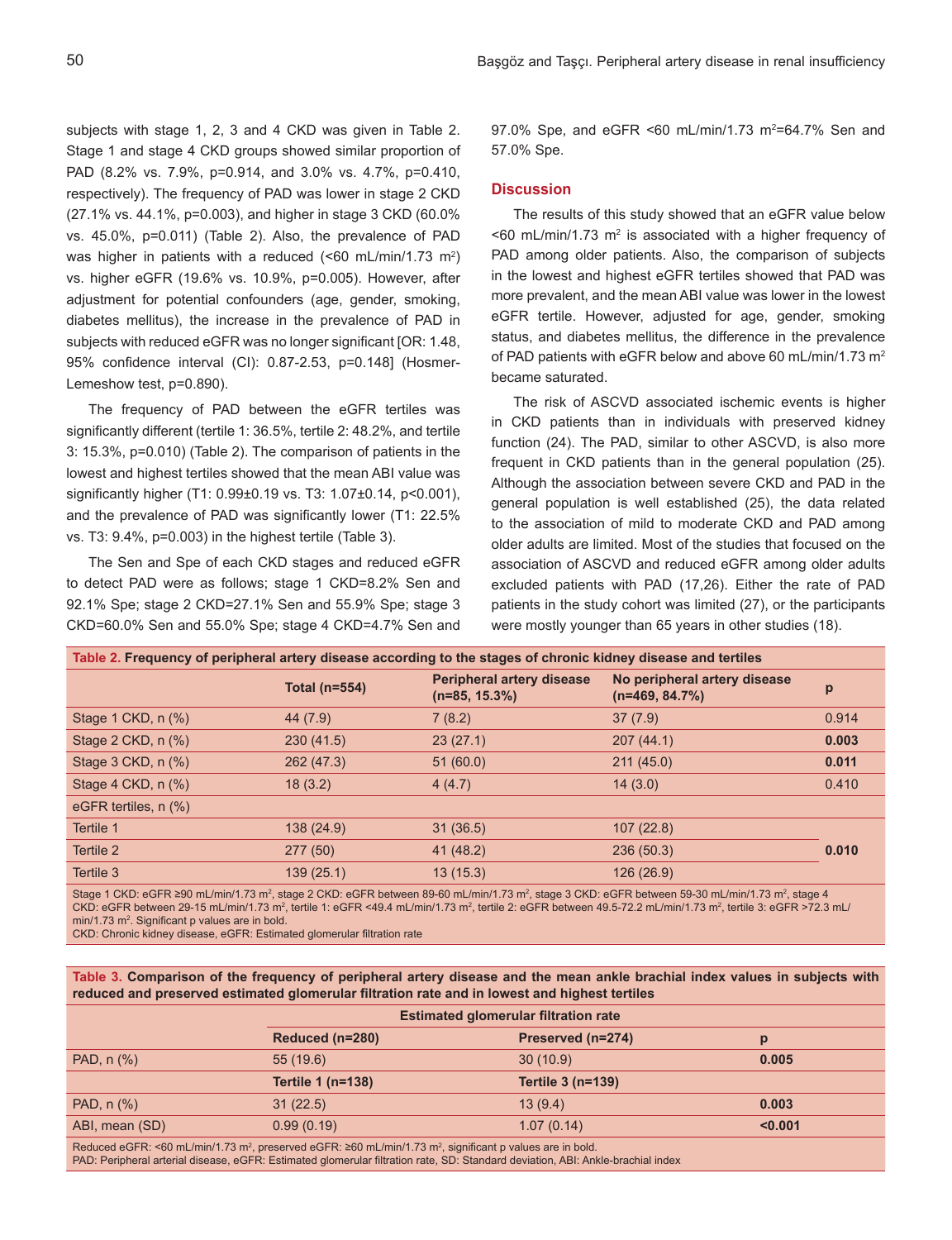subjects with stage 1, 2, 3 and 4 CKD was given in Table 2. Stage 1 and stage 4 CKD groups showed similar proportion of PAD (8.2% vs. 7.9%, p=0.914, and 3.0% vs. 4.7%, p=0.410, respectively). The frequency of PAD was lower in stage 2 CKD (27.1% vs. 44.1%, p=0.003), and higher in stage 3 CKD (60.0% vs. 45.0%, p=0.011) (Table 2). Also, the prevalence of PAD was higher in patients with a reduced (<60 mL/min/1.73 $m^2$) vs. higher eGFR (19.6% vs. 10.9%, p=0.005). However, after adjustment for potential confounders (age, gender, smoking, diabetes mellitus), the increase in the prevalence of PAD in subjects with reduced eGFR was no longer significant [OR: 1.48, 95% confidence interval (CI): 0.87-2.53, p=0.148] (Hosmer-Lemeshow test, p=0.890).

The frequency of PAD between the eGFR tertiles was significantly different (tertile 1: 36.5%, tertile 2: 48.2%, and tertile 3: 15.3%, p=0.010) (Table 2). The comparison of patients in the lowest and highest tertiles showed that the mean ABI value was significantly higher (T1: 0.99±0.19 vs. T3: 1.07±0.14, p<0.001), and the prevalence of PAD was significantly lower (T1: 22.5% vs. T3: 9.4%, p=0.003) in the highest tertile (Table 3).

The Sen and Spe of each CKD stages and reduced eGFR to detect PAD were as follows; stage 1 CKD=8.2% Sen and 92.1% Spe; stage 2 CKD=27.1% Sen and 55.9% Spe; stage 3 CKD=60.0% Sen and 55.0% Spe; stage 4 CKD=4.7% Sen and 97.0% Spe, and eGFR <60 mL/min/1.73 $m^2$=64.7% Sen and 57.0% Spe.

## Discussion

The results of this study showed that an eGFR value below <60 mL/min/1.73 $m^2$ is associated with a higher frequency of PAD among older patients. Also, the comparison of subjects in the lowest and highest eGFR tertiles showed that PAD was more prevalent, and the mean ABI value was lower in the lowest eGFR tertile. However, adjusted for age, gender, smoking status, and diabetes mellitus, the difference in the prevalence of PAD patients with eGFR below and above 60 mL/min/1.73 $m^2$ became saturated.

The risk of ASCVD associated ischemic events is higher in CKD patients than in individuals with preserved kidney function (24). The PAD, similar to other ASCVD, is also more frequent in CKD patients than in the general population (25). Although the association between severe CKD and PAD in the general population is well established (25), the data related to the association of mild to moderate CKD and PAD among older adults are limited. Most of the studies that focused on the association of ASCVD and reduced eGFR among older adults excluded patients with PAD (17,26). Either the rate of PAD patients in the study cohort was limited (27), or the participants were mostly younger than 65 years in other studies (18).

**Table 2. Frequency of peripheral artery disease according to the stages of chronic kidney disease and tertiles**

| | Total (n=554) | Peripheral artery disease (n=85, 15.3%) | No peripheral artery disease (n=469, 84.7%) | p |
|---|---|---|---|---|
| Stage 1 CKD, n (%) | 44 (7.9) | 7 (8.2) | 37 (7.9) | 0.914 |
| Stage 2 CKD, n (%) | 230 (41.5) | 23 (27.1) | 207 (44.1) | **0.003** |
| Stage 3 CKD, n (%) | 262 (47.3) | 51 (60.0) | 211 (45.0) | **0.011** |
| Stage 4 CKD, n (%) | 18 (3.2) | 4 (4.7) | 14 (3.0) | 0.410 |
| eGFR tertiles, n (%) | | | | |
| Tertile 1 | 138 (24.9) | 31 (36.5) | 107 (22.8) | **0.010** |
| Tertile 2 | 277 (50) | 41 (48.2) | 236 (50.3) | |
| Tertile 3 | 139 (25.1) | 13 (15.3) | 126 (26.9) | |

Stage 1 CKD: eGFR ≥90 mL/min/1.73 $m^2$, stage 2 CKD: eGFR between 89-60 mL/min/1.73 $m^2$, stage 3 CKD: eGFR between 59-30 mL/min/1.73 $m^2$, stage 4 CKD: eGFR between 29-15 mL/min/1.73 $m^2$, tertile 1: eGFR <49.4 mL/min/1.73 $m^2$, tertile 2: eGFR between 49.5-72.2 mL/min/1.73 $m^2$, tertile 3: eGFR >72.3 mL/min/1.73 $m^2$. Significant p values are in bold.
CKD: Chronic kidney disease, eGFR: Estimated glomerular filtration rate

**Table 3. Comparison of the frequency of peripheral artery disease and the mean ankle brachial index values in subjects with reduced and preserved estimated glomerular filtration rate and in lowest and highest tertiles**

| | Estimated glomerular filtration rate | | |
|---|---|---|---|
| | Reduced (n=280) | Preserved (n=274) | p |
| PAD, n (%) | 55 (19.6) | 30 (10.9) | **0.005** |
| | Tertile 1 (n=138) | Tertile 3 (n=139) | |
| PAD, n (%) | 31 (22.5) | 13 (9.4) | **0.003** |
| ABI, mean (SD) | 0.99 (0.19) | 1.07 (0.14) | **<0.001** |

Reduced eGFR: <60 mL/min/1.73 $m^2$, preserved eGFR: ≥60 mL/min/1.73 $m^2$, significant p values are in bold.
PAD: Peripheral arterial disease, eGFR: Estimated glomerular filtration rate, SD: Standard deviation, ABI: Ankle-brachial index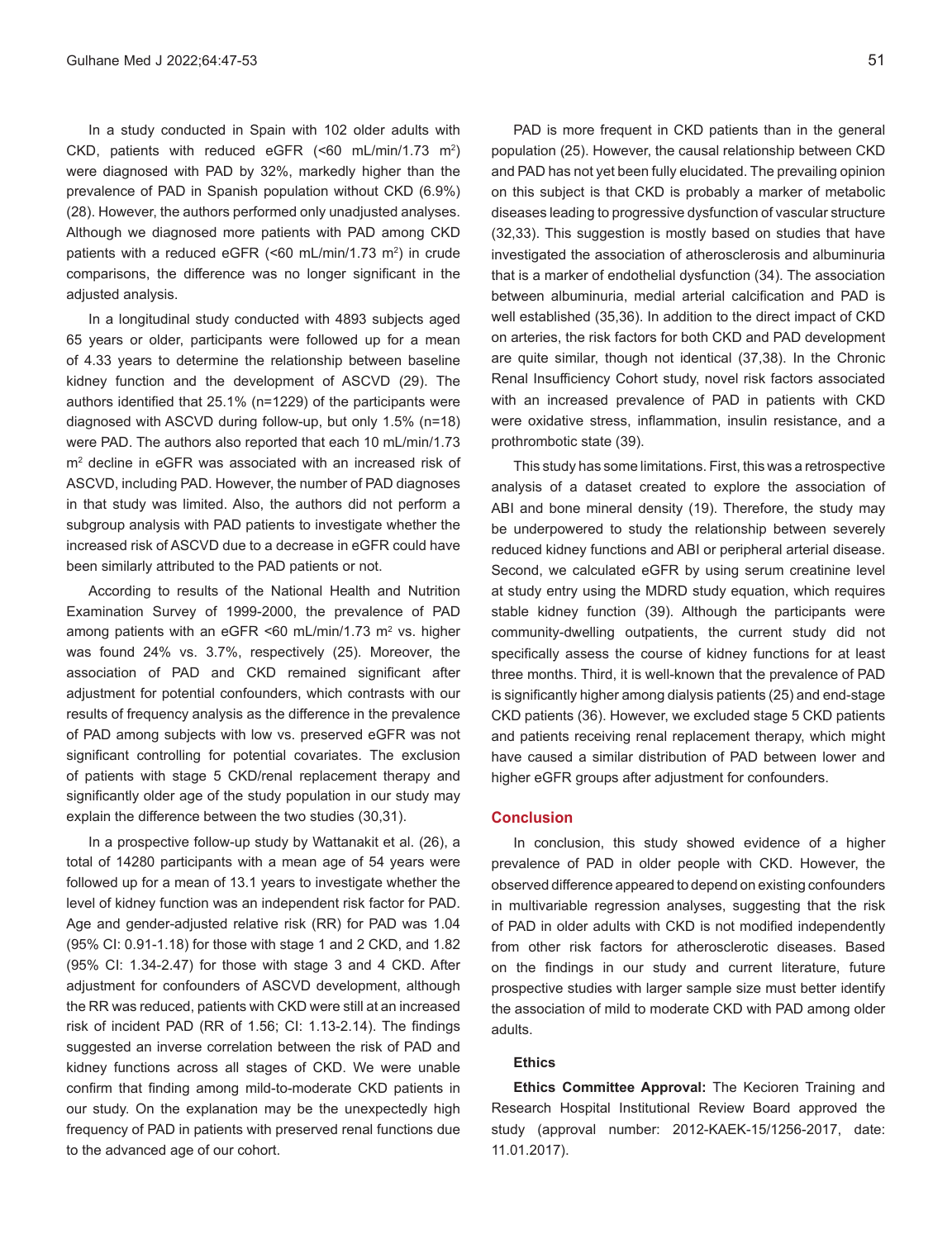In a study conducted in Spain with 102 older adults with CKD, patients with reduced eGFR (<60 mL/min/1.73 $m^2$) were diagnosed with PAD by 32%, markedly higher than the prevalence of PAD in Spanish population without CKD (6.9%) (28). However, the authors performed only unadjusted analyses. Although we diagnosed more patients with PAD among CKD patients with a reduced eGFR (<60 mL/min/1.73 $m^2$) in crude comparisons, the difference was no longer significant in the adjusted analysis.

In a longitudinal study conducted with 4893 subjects aged 65 years or older, participants were followed up for a mean of 4.33 years to determine the relationship between baseline kidney function and the development of ASCVD (29). The authors identified that 25.1% (n=1229) of the participants were diagnosed with ASCVD during follow-up, but only 1.5% (n=18) were PAD. The authors also reported that each 10 mL/min/1.73 $m^2$ decline in eGFR was associated with an increased risk of ASCVD, including PAD. However, the number of PAD diagnoses in that study was limited. Also, the authors did not perform a subgroup analysis with PAD patients to investigate whether the increased risk of ASCVD due to a decrease in eGFR could have been similarly attributed to the PAD patients or not.

According to results of the National Health and Nutrition Examination Survey of 1999-2000, the prevalence of PAD among patients with an eGFR <60 mL/min/1.73 $m^2$ vs. higher was found 24% vs. 3.7%, respectively (25). Moreover, the association of PAD and CKD remained significant after adjustment for potential confounders, which contrasts with our results of frequency analysis as the difference in the prevalence of PAD among subjects with low vs. preserved eGFR was not significant controlling for potential covariates. The exclusion of patients with stage 5 CKD/renal replacement therapy and significantly older age of the study population in our study may explain the difference between the two studies (30,31).

In a prospective follow-up study by Wattanakit et al. (26), a total of 14280 participants with a mean age of 54 years were followed up for a mean of 13.1 years to investigate whether the level of kidney function was an independent risk factor for PAD. Age and gender-adjusted relative risk (RR) for PAD was 1.04 (95% CI: 0.91-1.18) for those with stage 1 and 2 CKD, and 1.82 (95% CI: 1.34-2.47) for those with stage 3 and 4 CKD. After adjustment for confounders of ASCVD development, although the RR was reduced, patients with CKD were still at an increased risk of incident PAD (RR of 1.56; CI: 1.13-2.14). The findings suggested an inverse correlation between the risk of PAD and kidney functions across all stages of CKD. We were unable confirm that finding among mild-to-moderate CKD patients in our study. On the explanation may be the unexpectedly high frequency of PAD in patients with preserved renal functions due to the advanced age of our cohort.

PAD is more frequent in CKD patients than in the general population (25). However, the causal relationship between CKD and PAD has not yet been fully elucidated. The prevailing opinion on this subject is that CKD is probably a marker of metabolic diseases leading to progressive dysfunction of vascular structure (32,33). This suggestion is mostly based on studies that have investigated the association of atherosclerosis and albuminuria that is a marker of endothelial dysfunction (34). The association between albuminuria, medial arterial calcification and PAD is well established (35,36). In addition to the direct impact of CKD on arteries, the risk factors for both CKD and PAD development are quite similar, though not identical (37,38). In the Chronic Renal Insufficiency Cohort study, novel risk factors associated with an increased prevalence of PAD in patients with CKD were oxidative stress, inflammation, insulin resistance, and a prothrombotic state (39).

This study has some limitations. First, this was a retrospective analysis of a dataset created to explore the association of ABI and bone mineral density (19). Therefore, the study may be underpowered to study the relationship between severely reduced kidney functions and ABI or peripheral arterial disease. Second, we calculated eGFR by using serum creatinine level at study entry using the MDRD study equation, which requires stable kidney function (39). Although the participants were community-dwelling outpatients, the current study did not specifically assess the course of kidney functions for at least three months. Third, it is well-known that the prevalence of PAD is significantly higher among dialysis patients (25) and end-stage CKD patients (36). However, we excluded stage 5 CKD patients and patients receiving renal replacement therapy, which might have caused a similar distribution of PAD between lower and higher eGFR groups after adjustment for confounders.

## Conclusion

In conclusion, this study showed evidence of a higher prevalence of PAD in older people with CKD. However, the observed difference appeared to depend on existing confounders in multivariable regression analyses, suggesting that the risk of PAD in older adults with CKD is not modified independently from other risk factors for atherosclerotic diseases. Based on the findings in our study and current literature, future prospective studies with larger sample size must better identify the association of mild to moderate CKD with PAD among older adults.

### Ethics

**Ethics Committee Approval:** The Kecioren Training and Research Hospital Institutional Review Board approved the study (approval number: 2012-KAEK-15/1256-2017, date: 11.01.2017).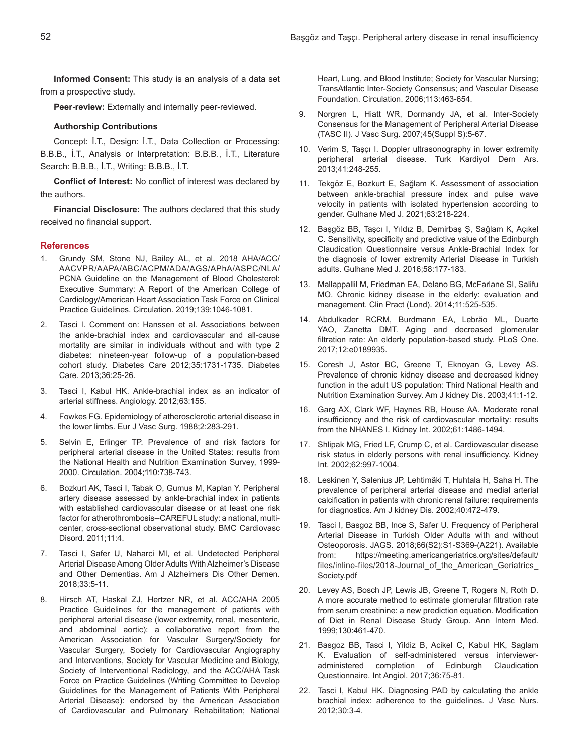**Informed Consent:** This study is an analysis of a data set from a prospective study.

**Peer-review:** Externally and internally peer-reviewed.

**Authorship Contributions**

Concept: İ.T., Design: İ.T., Data Collection or Processing: B.B.B., İ.T., Analysis or Interpretation: B.B.B., İ.T., Literature Search: B.B.B., İ.T., Writing: B.B.B., İ.T.

**Conflict of Interest:** No conflict of interest was declared by the authors.

**Financial Disclosure:** The authors declared that this study received no financial support.

## References

1. Grundy SM, Stone NJ, Bailey AL, et al. 2018 AHA/ACC/AACVPR/AAPA/ABC/ACPM/ADA/AGS/APhA/ASPC/NLA/PCNA Guideline on the Management of Blood Cholesterol: Executive Summary: A Report of the American College of Cardiology/American Heart Association Task Force on Clinical Practice Guidelines. Circulation. 2019;139:1046-1081.
2. Tasci I. Comment on: Hanssen et al. Associations between the ankle-brachial index and cardiovascular and all-cause mortality are similar in individuals without and with type 2 diabetes: nineteen-year follow-up of a population-based cohort study. Diabetes Care 2012;35:1731-1735. Diabetes Care. 2013;36:25-26.
3. Tasci I, Kabul HK. Ankle-brachial index as an indicator of arterial stiffness. Angiology. 2012;63:155.
4. Fowkes FG. Epidemiology of atherosclerotic arterial disease in the lower limbs. Eur J Vasc Surg. 1988;2:283-291.
5. Selvin E, Erlinger TP. Prevalence of and risk factors for peripheral arterial disease in the United States: results from the National Health and Nutrition Examination Survey, 1999-2000. Circulation. 2004;110:738-743.
6. Bozkurt AK, Tasci I, Tabak O, Gumus M, Kaplan Y. Peripheral artery disease assessed by ankle-brachial index in patients with established cardiovascular disease or at least one risk factor for atherothrombosis--CAREFUL study: a national, multi-center, cross-sectional observational study. BMC Cardiovasc Disord. 2011;11:4.
7. Tasci I, Safer U, Naharci MI, et al. Undetected Peripheral Arterial Disease Among Older Adults With Alzheimer's Disease and Other Dementias. Am J Alzheimers Dis Other Demen. 2018;33:5-11.
8. Hirsch AT, Haskal ZJ, Hertzer NR, et al. ACC/AHA 2005 Practice Guidelines for the management of patients with peripheral arterial disease (lower extremity, renal, mesenteric, and abdominal aortic): a collaborative report from the American Association for Vascular Surgery/Society for Vascular Surgery, Society for Cardiovascular Angiography and Interventions, Society for Vascular Medicine and Biology, Society of Interventional Radiology, and the ACC/AHA Task Force on Practice Guidelines (Writing Committee to Develop Guidelines for the Management of Patients With Peripheral Arterial Disease): endorsed by the American Association of Cardiovascular and Pulmonary Rehabilitation; National Heart, Lung, and Blood Institute; Society for Vascular Nursing; TransAtlantic Inter-Society Consensus; and Vascular Disease Foundation. Circulation. 2006;113:463-654.
9. Norgren L, Hiatt WR, Dormandy JA, et al. Inter-Society Consensus for the Management of Peripheral Arterial Disease (TASC II). J Vasc Surg. 2007;45(Suppl S):5-67.
10. Verim S, Taşçı I. Doppler ultrasonography in lower extremity peripheral arterial disease. Turk Kardiyol Dern Ars. 2013;41:248-255.
11. Tekgöz E, Bozkurt E, Sağlam K. Assessment of association between ankle-brachial pressure index and pulse wave velocity in patients with isolated hypertension according to gender. Gulhane Med J. 2021;63:218-224.
12. Başgöz BB, Taşcı I, Yıldız B, Demirbaş Ş, Sağlam K, Açıkel C. Sensitivity, specificity and predictive value of the Edinburgh Claudication Questionnaire versus Ankle-Brachial Index for the diagnosis of lower extremity Arterial Disease in Turkish adults. Gulhane Med J. 2016;58:177-183.
13. Mallappallil M, Friedman EA, Delano BG, McFarlane SI, Salifu MO. Chronic kidney disease in the elderly: evaluation and management. Clin Pract (Lond). 2014;11:525-535.
14. Abdulkader RCRM, Burdmann EA, Lebrão ML, Duarte YAO, Zanetta DMT. Aging and decreased glomerular filtration rate: An elderly population-based study. PLoS One. 2017;12:e0189935.
15. Coresh J, Astor BC, Greene T, Eknoyan G, Levey AS. Prevalence of chronic kidney disease and decreased kidney function in the adult US population: Third National Health and Nutrition Examination Survey. Am J kidney Dis. 2003;41:1-12.
16. Garg AX, Clark WF, Haynes RB, House AA. Moderate renal insufficiency and the risk of cardiovascular mortality: results from the NHANES I. Kidney Int. 2002;61:1486-1494.
17. Shlipak MG, Fried LF, Crump C, et al. Cardiovascular disease risk status in elderly persons with renal insufficiency. Kidney Int. 2002;62:997-1004.
18. Leskinen Y, Salenius JP, Lehtimäki T, Huhtala H, Saha H. The prevalence of peripheral arterial disease and medial arterial calcification in patients with chronic renal failure: requirements for diagnostics. Am J kidney Dis. 2002;40:472-479.
19. Tasci I, Basgoz BB, Ince S, Safer U. Frequency of Peripheral Arterial Disease in Turkish Older Adults with and without Osteoporosis. JAGS. 2018;66(S2):S1-S369-(A221). Available from: https://meeting.americangeriatrics.org/sites/default/files/inline-files/2018-Journal_of_the_American_Geriatrics_Society.pdf
20. Levey AS, Bosch JP, Lewis JB, Greene T, Rogers N, Roth D. A more accurate method to estimate glomerular filtration rate from serum creatinine: a new prediction equation. Modification of Diet in Renal Disease Study Group. Ann Intern Med. 1999;130:461-470.
21. Basgoz BB, Tasci I, Yildiz B, Acikel C, Kabul HK, Saglam K. Evaluation of self-administered versus interviewer-administered completion of Edinburgh Claudication Questionnaire. Int Angiol. 2017;36:75-81.
22. Tasci I, Kabul HK. Diagnosing PAD by calculating the ankle brachial index: adherence to the guidelines. J Vasc Nurs. 2012;30:3-4.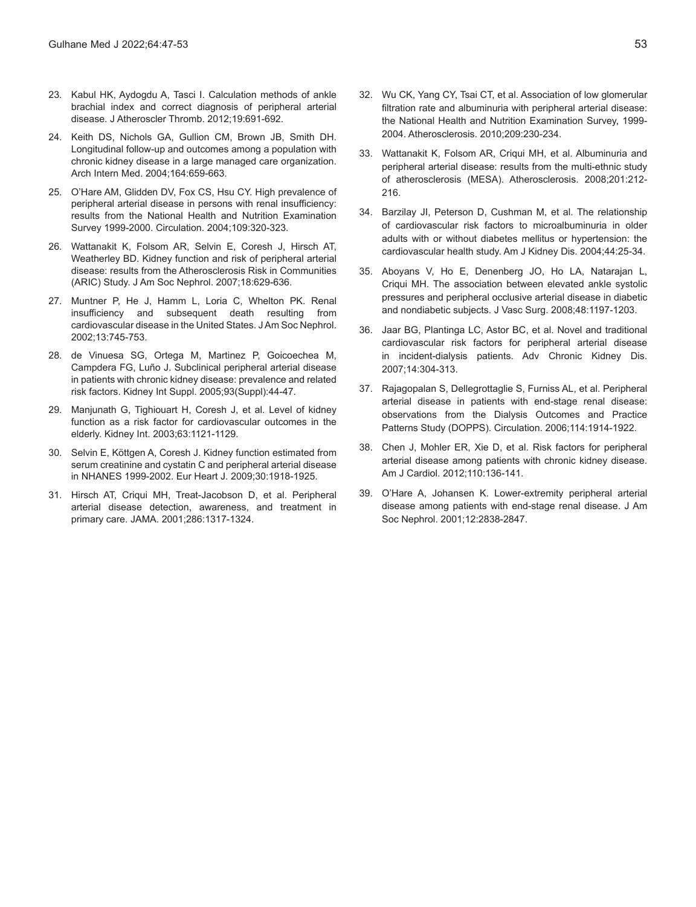23. Kabul HK, Aydogdu A, Tasci I. Calculation methods of ankle brachial index and correct diagnosis of peripheral arterial disease. J Atheroscler Thromb. 2012;19:691-692.
24. Keith DS, Nichols GA, Gullion CM, Brown JB, Smith DH. Longitudinal follow-up and outcomes among a population with chronic kidney disease in a large managed care organization. Arch Intern Med. 2004;164:659-663.
25. O'Hare AM, Glidden DV, Fox CS, Hsu CY. High prevalence of peripheral arterial disease in persons with renal insufficiency: results from the National Health and Nutrition Examination Survey 1999-2000. Circulation. 2004;109:320-323.
26. Wattanakit K, Folsom AR, Selvin E, Coresh J, Hirsch AT, Weatherley BD. Kidney function and risk of peripheral arterial disease: results from the Atherosclerosis Risk in Communities (ARIC) Study. J Am Soc Nephrol. 2007;18:629-636.
27. Muntner P, He J, Hamm L, Loria C, Whelton PK. Renal insufficiency and subsequent death resulting from cardiovascular disease in the United States. J Am Soc Nephrol. 2002;13:745-753.
28. de Vinuesa SG, Ortega M, Martinez P, Goicoechea M, Campdera FG, Luño J. Subclinical peripheral arterial disease in patients with chronic kidney disease: prevalence and related risk factors. Kidney Int Suppl. 2005;93(Suppl):44-47.
29. Manjunath G, Tighiouart H, Coresh J, et al. Level of kidney function as a risk factor for cardiovascular outcomes in the elderly. Kidney Int. 2003;63:1121-1129.
30. Selvin E, Köttgen A, Coresh J. Kidney function estimated from serum creatinine and cystatin C and peripheral arterial disease in NHANES 1999-2002. Eur Heart J. 2009;30:1918-1925.
31. Hirsch AT, Criqui MH, Treat-Jacobson D, et al. Peripheral arterial disease detection, awareness, and treatment in primary care. JAMA. 2001;286:1317-1324.
32. Wu CK, Yang CY, Tsai CT, et al. Association of low glomerular filtration rate and albuminuria with peripheral arterial disease: the National Health and Nutrition Examination Survey, 1999-2004. Atherosclerosis. 2010;209:230-234.
33. Wattanakit K, Folsom AR, Criqui MH, et al. Albuminuria and peripheral arterial disease: results from the multi-ethnic study of atherosclerosis (MESA). Atherosclerosis. 2008;201:212-216.
34. Barzilay JI, Peterson D, Cushman M, et al. The relationship of cardiovascular risk factors to microalbuminuria in older adults with or without diabetes mellitus or hypertension: the cardiovascular health study. Am J Kidney Dis. 2004;44:25-34.
35. Aboyans V, Ho E, Denenberg JO, Ho LA, Natarajan L, Criqui MH. The association between elevated ankle systolic pressures and peripheral occlusive arterial disease in diabetic and nondiabetic subjects. J Vasc Surg. 2008;48:1197-1203.
36. Jaar BG, Plantinga LC, Astor BC, et al. Novel and traditional cardiovascular risk factors for peripheral arterial disease in incident-dialysis patients. Adv Chronic Kidney Dis. 2007;14:304-313.
37. Rajagopalan S, Dellegrottaglie S, Furniss AL, et al. Peripheral arterial disease in patients with end-stage renal disease: observations from the Dialysis Outcomes and Practice Patterns Study (DOPPS). Circulation. 2006;114:1914-1922.
38. Chen J, Mohler ER, Xie D, et al. Risk factors for peripheral arterial disease among patients with chronic kidney disease. Am J Cardiol. 2012;110:136-141.
39. O'Hare A, Johansen K. Lower-extremity peripheral arterial disease among patients with end-stage renal disease. J Am Soc Nephrol. 2001;12:2838-2847.